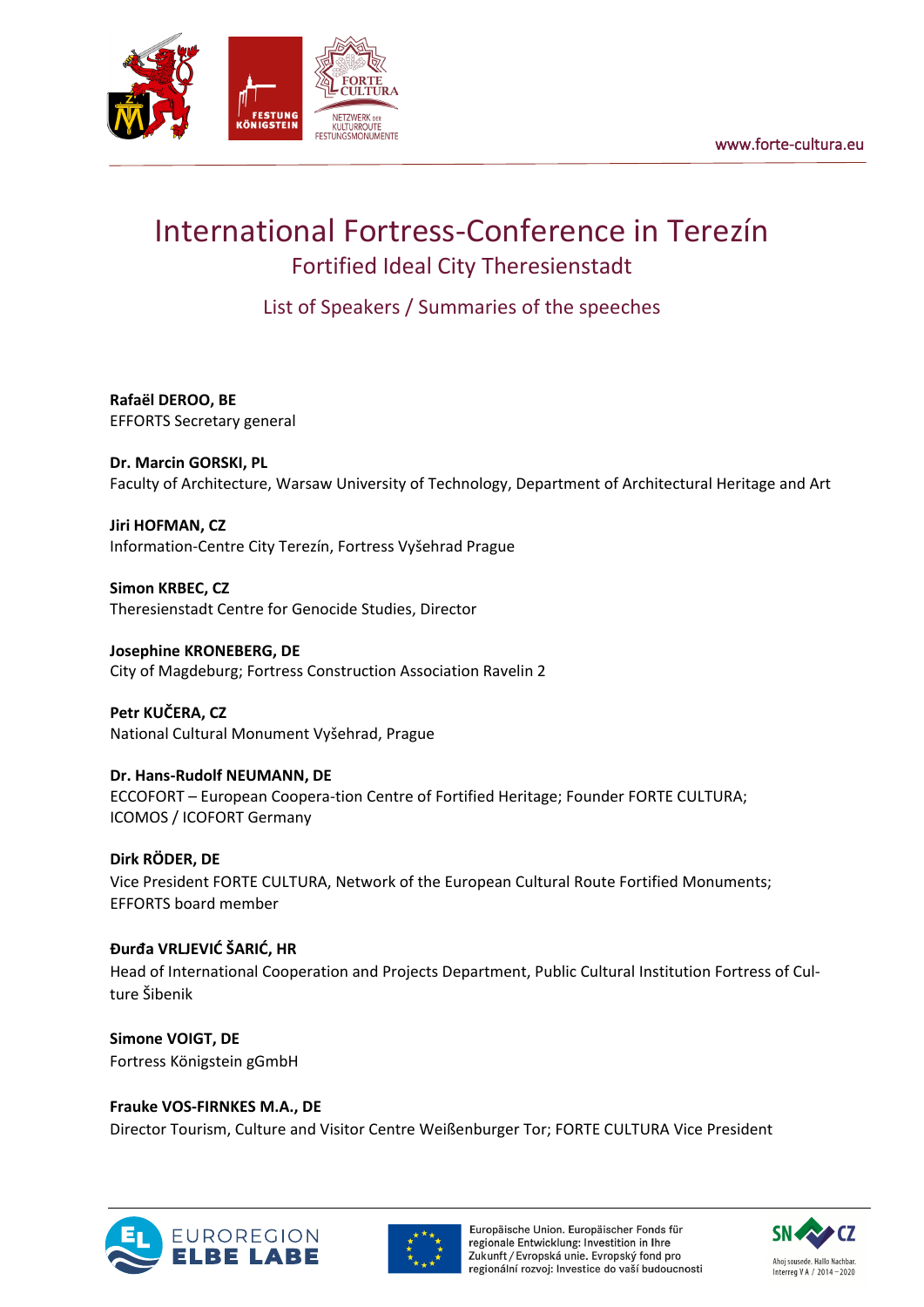# International Fortress-Conference in Terezín

## Fortified Ideal City Theresienstadt

### List of Speakers / Summaries of the speeches

**Rafaël DEROO, BE**
EFFORTS Secretary general

**Dr. Marcin GORSKI, PL**
Faculty of Architecture, Warsaw University of Technology, Department of Architectural Heritage and Art

**Jiri HOFMAN, CZ**
Information-Centre City Terezín, Fortress Vyšehrad Prague

**Simon KRBEC, CZ**
Theresienstadt Centre for Genocide Studies, Director

**Josephine KRONEBERG, DE**
City of Magdeburg; Fortress Construction Association Ravelin 2

**Petr KUČERA, CZ**
National Cultural Monument Vyšehrad, Prague

**Dr. Hans-Rudolf NEUMANN, DE**
ECCOFORT – European Coopera-tion Centre of Fortified Heritage; Founder FORTE CULTURA; ICOMOS / ICOFORT Germany

**Dirk RÖDER, DE**
Vice President FORTE CULTURA, Network of the European Cultural Route Fortified Monuments; EFFORTS board member

**Đurđa VRLJEVIĆ ŠARIĆ, HR**
Head of International Cooperation and Projects Department, Public Cultural Institution Fortress of Cul-ture Šibenik

**Simone VOIGT, DE**
Fortress Königstein gGmbH

**Frauke VOS-FIRNKES M.A., DE**
Director Tourism, Culture and Visitor Centre Weißenburger Tor; FORTE CULTURA Vice President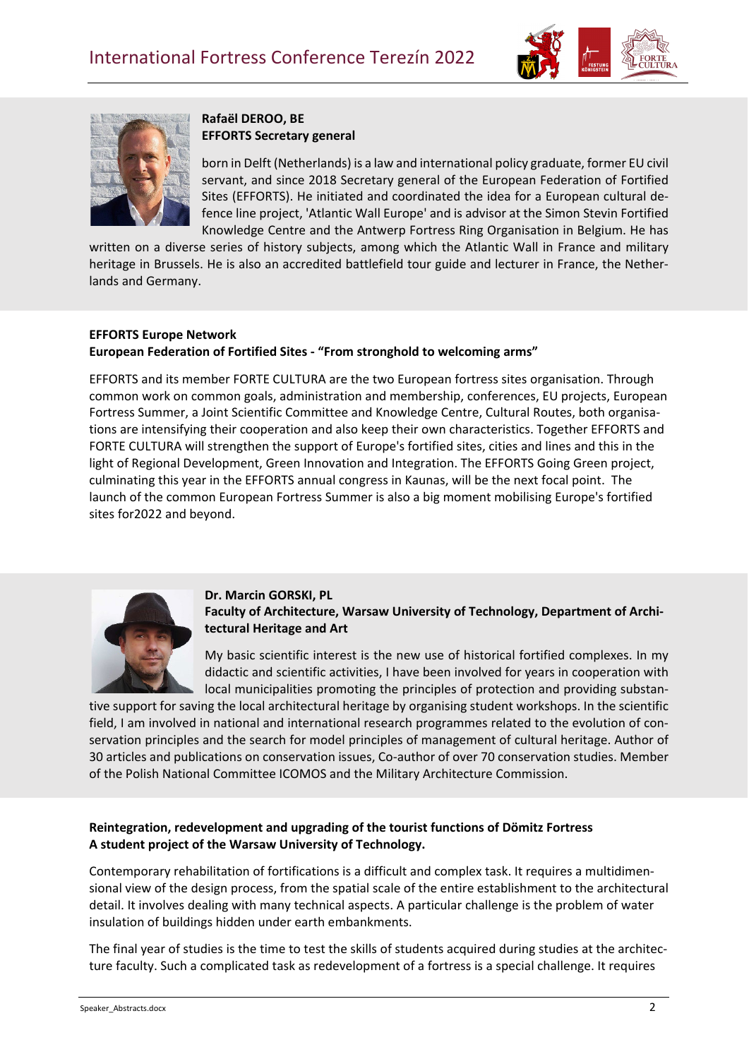**Rafaël DEROO, BE**
**EFFORTS Secretary general**

born in Delft (Netherlands) is a law and international policy graduate, former EU civil servant, and since 2018 Secretary general of the European Federation of Fortified Sites (EFFORTS). He initiated and coordinated the idea for a European cultural defence line project, 'Atlantic Wall Europe' and is advisor at the Simon Stevin Fortified Knowledge Centre and the Antwerp Fortress Ring Organisation in Belgium. He has written on a diverse series of history subjects, among which the Atlantic Wall in France and military heritage in Brussels. He is also an accredited battlefield tour guide and lecturer in France, the Netherlands and Germany.

**EFFORTS Europe Network**
**European Federation of Fortified Sites - "From stronghold to welcoming arms"**

EFFORTS and its member FORTE CULTURA are the two European fortress sites organisation. Through common work on common goals, administration and membership, conferences, EU projects, European Fortress Summer, a Joint Scientific Committee and Knowledge Centre, Cultural Routes, both organisations are intensifying their cooperation and also keep their own characteristics. Together EFFORTS and FORTE CULTURA will strengthen the support of Europe's fortified sites, cities and lines and this in the light of Regional Development, Green Innovation and Integration. The EFFORTS Going Green project, culminating this year in the EFFORTS annual congress in Kaunas, will be the next focal point. The launch of the common European Fortress Summer is also a big moment mobilising Europe's fortified sites for2022 and beyond.

**Dr. Marcin GORSKI, PL**
**Faculty of Architecture, Warsaw University of Technology, Department of Architectural Heritage and Art**

My basic scientific interest is the new use of historical fortified complexes. In my didactic and scientific activities, I have been involved for years in cooperation with local municipalities promoting the principles of protection and providing substantive support for saving the local architectural heritage by organising student workshops. In the scientific field, I am involved in national and international research programmes related to the evolution of conservation principles and the search for model principles of management of cultural heritage. Author of 30 articles and publications on conservation issues, Co-author of over 70 conservation studies. Member of the Polish National Committee ICOMOS and the Military Architecture Commission.

**Reintegration, redevelopment and upgrading of the tourist functions of Dömitz Fortress**
**A student project of the Warsaw University of Technology.**

Contemporary rehabilitation of fortifications is a difficult and complex task. It requires a multidimensional view of the design process, from the spatial scale of the entire establishment to the architectural detail. It involves dealing with many technical aspects. A particular challenge is the problem of water insulation of buildings hidden under earth embankments.

The final year of studies is the time to test the skills of students acquired during studies at the architecture faculty. Such a complicated task as redevelopment of a fortress is a special challenge. It requires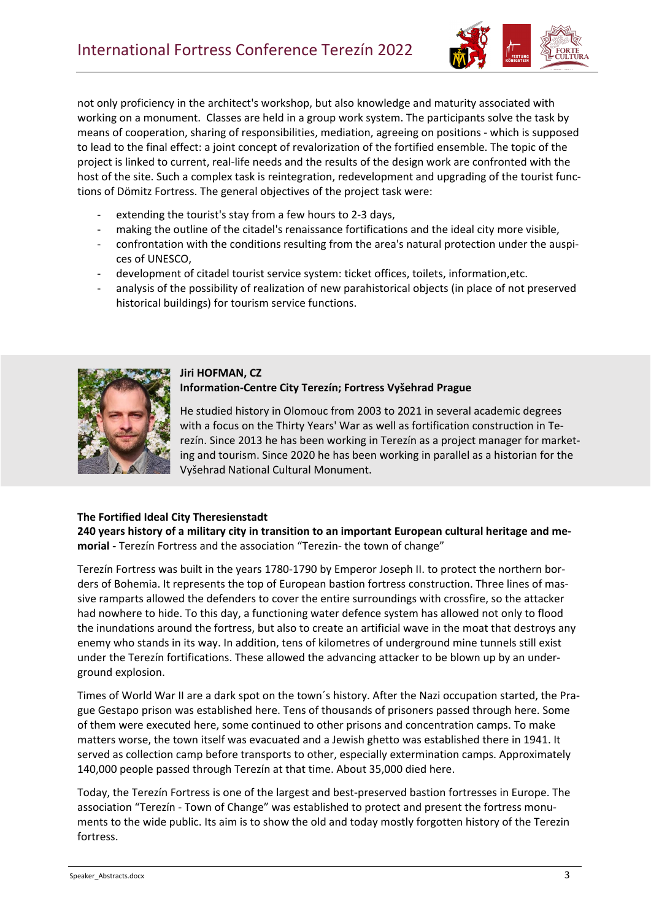not only proficiency in the architect's workshop, but also knowledge and maturity associated with working on a monument. Classes are held in a group work system. The participants solve the task by means of cooperation, sharing of responsibilities, mediation, agreeing on positions - which is supposed to lead to the final effect: a joint concept of revalorization of the fortified ensemble. The topic of the project is linked to current, real-life needs and the results of the design work are confronted with the host of the site. Such a complex task is reintegration, redevelopment and upgrading of the tourist functions of Dömitz Fortress. The general objectives of the project task were:

- extending the tourist's stay from a few hours to 2-3 days,
- making the outline of the citadel's renaissance fortifications and the ideal city more visible,
- confrontation with the conditions resulting from the area's natural protection under the auspices of UNESCO,
- development of citadel tourist service system: ticket offices, toilets, information,etc.
- analysis of the possibility of realization of new parahistorical objects (in place of not preserved historical buildings) for tourism service functions.

**Jiri HOFMAN, CZ**
**Information-Centre City Terezín; Fortress Vyšehrad Prague**

He studied history in Olomouc from 2003 to 2021 in several academic degrees with a focus on the Thirty Years' War as well as fortification construction in Terezín. Since 2013 he has been working in Terezín as a project manager for marketing and tourism. Since 2020 he has been working in parallel as a historian for the Vyšehrad National Cultural Monument.

**The Fortified Ideal City Theresienstadt**
**240 years history of a military city in transition to an important European cultural heritage and memorial -** Terezín Fortress and the association "Terezin- the town of change"

Terezín Fortress was built in the years 1780-1790 by Emperor Joseph II. to protect the northern borders of Bohemia. It represents the top of European bastion fortress construction. Three lines of massive ramparts allowed the defenders to cover the entire surroundings with crossfire, so the attacker had nowhere to hide. To this day, a functioning water defence system has allowed not only to flood the inundations around the fortress, but also to create an artificial wave in the moat that destroys any enemy who stands in its way. In addition, tens of kilometres of underground mine tunnels still exist under the Terezín fortifications. These allowed the advancing attacker to be blown up by an underground explosion.

Times of World War II are a dark spot on the town´s history. After the Nazi occupation started, the Prague Gestapo prison was established here. Tens of thousands of prisoners passed through here. Some of them were executed here, some continued to other prisons and concentration camps. To make matters worse, the town itself was evacuated and a Jewish ghetto was established there in 1941. It served as collection camp before transports to other, especially extermination camps. Approximately 140,000 people passed through Terezín at that time. About 35,000 died here.

Today, the Terezín Fortress is one of the largest and best-preserved bastion fortresses in Europe. The association "Terezín - Town of Change" was established to protect and present the fortress monuments to the wide public. Its aim is to show the old and today mostly forgotten history of the Terezin fortress.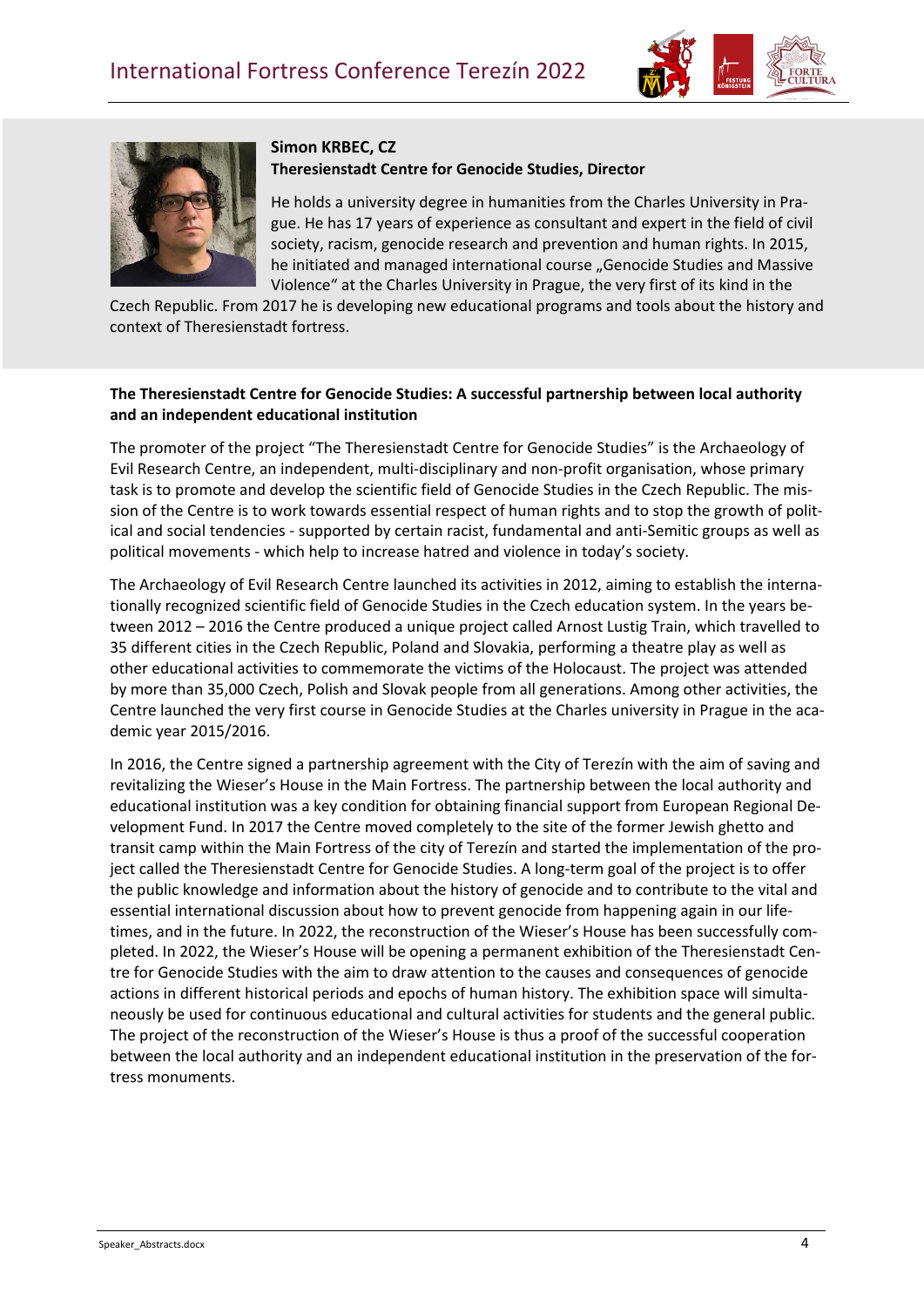**Simon KREBEC, CZ**
**Theresienstadt Centre for Genocide Studies, Director**

He holds a university degree in humanities from the Charles University in Prague. He has 17 years of experience as consultant and expert in the field of civil society, racism, genocide research and prevention and human rights. In 2015, he initiated and managed international course „Genocide Studies and Massive Violence" at the Charles University in Prague, the very first of its kind in the Czech Republic. From 2017 he is developing new educational programs and tools about the history and context of Theresienstadt fortress.

**The Theresienstadt Centre for Genocide Studies: A successful partnership between local authority and an independent educational institution**

The promoter of the project "The Theresienstadt Centre for Genocide Studies" is the Archaeology of Evil Research Centre, an independent, multi-disciplinary and non-profit organisation, whose primary task is to promote and develop the scientific field of Genocide Studies in the Czech Republic. The mission of the Centre is to work towards essential respect of human rights and to stop the growth of political and social tendencies - supported by certain racist, fundamental and anti-Semitic groups as well as political movements - which help to increase hatred and violence in today's society.

The Archaeology of Evil Research Centre launched its activities in 2012, aiming to establish the internationally recognized scientific field of Genocide Studies in the Czech education system. In the years between 2012 – 2016 the Centre produced a unique project called Arnost Lustig Train, which travelled to 35 different cities in the Czech Republic, Poland and Slovakia, performing a theatre play as well as other educational activities to commemorate the victims of the Holocaust. The project was attended by more than 35,000 Czech, Polish and Slovak people from all generations. Among other activities, the Centre launched the very first course in Genocide Studies at the Charles university in Prague in the academic year 2015/2016.

In 2016, the Centre signed a partnership agreement with the City of Terezín with the aim of saving and revitalizing the Wieser's House in the Main Fortress. The partnership between the local authority and educational institution was a key condition for obtaining financial support from European Regional Development Fund. In 2017 the Centre moved completely to the site of the former Jewish ghetto and transit camp within the Main Fortress of the city of Terezín and started the implementation of the project called the Theresienstadt Centre for Genocide Studies. A long-term goal of the project is to offer the public knowledge and information about the history of genocide and to contribute to the vital and essential international discussion about how to prevent genocide from happening again in our lifetimes, and in the future. In 2022, the reconstruction of the Wieser's House has been successfully completed. In 2022, the Wieser's House will be opening a permanent exhibition of the Theresienstadt Centre for Genocide Studies with the aim to draw attention to the causes and consequences of genocide actions in different historical periods and epochs of human history. The exhibition space will simultaneously be used for continuous educational and cultural activities for students and the general public. The project of the reconstruction of the Wieser's House is thus a proof of the successful cooperation between the local authority and an independent educational institution in the preservation of the fortress monuments.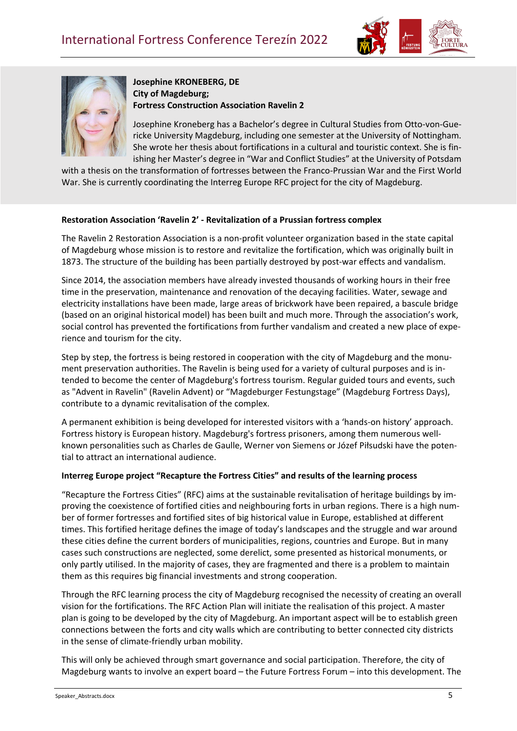**Josephine KRONEBERG, DE**
**City of Magdeburg;**
**Fortress Construction Association Ravelin 2**

Josephine Kroneberg has a Bachelor's degree in Cultural Studies from Otto-von-Guericke University Magdeburg, including one semester at the University of Nottingham. She wrote her thesis about fortifications in a cultural and touristic context. She is finishing her Master's degree in "War and Conflict Studies" at the University of Potsdam with a thesis on the transformation of fortresses between the Franco-Prussian War and the First World War. She is currently coordinating the Interreg Europe RFC project for the city of Magdeburg.

**Restoration Association 'Ravelin 2' - Revitalization of a Prussian fortress complex**

The Ravelin 2 Restoration Association is a non-profit volunteer organization based in the state capital of Magdeburg whose mission is to restore and revitalize the fortification, which was originally built in 1873. The structure of the building has been partially destroyed by post-war effects and vandalism.

Since 2014, the association members have already invested thousands of working hours in their free time in the preservation, maintenance and renovation of the decaying facilities. Water, sewage and electricity installations have been made, large areas of brickwork have been repaired, a bascule bridge (based on an original historical model) has been built and much more. Through the association's work, social control has prevented the fortifications from further vandalism and created a new place of experience and tourism for the city.

Step by step, the fortress is being restored in cooperation with the city of Magdeburg and the monument preservation authorities. The Ravelin is being used for a variety of cultural purposes and is intended to become the center of Magdeburg's fortress tourism. Regular guided tours and events, such as "Advent in Ravelin" (Ravelin Advent) or "Magdeburger Festungstage" (Magdeburg Fortress Days), contribute to a dynamic revitalisation of the complex.

A permanent exhibition is being developed for interested visitors with a 'hands-on history' approach. Fortress history is European history. Magdeburg's fortress prisoners, among them numerous well-known personalities such as Charles de Gaulle, Werner von Siemens or Józef Piłsudski have the potential to attract an international audience.

**Interreg Europe project "Recapture the Fortress Cities" and results of the learning process**

"Recapture the Fortress Cities" (RFC) aims at the sustainable revitalisation of heritage buildings by improving the coexistence of fortified cities and neighbouring forts in urban regions. There is a high number of former fortresses and fortified sites of big historical value in Europe, established at different times. This fortified heritage defines the image of today's landscapes and the struggle and war around these cities define the current borders of municipalities, regions, countries and Europe. But in many cases such constructions are neglected, some derelict, some presented as historical monuments, or only partly utilised. In the majority of cases, they are fragmented and there is a problem to maintain them as this requires big financial investments and strong cooperation.

Through the RFC learning process the city of Magdeburg recognised the necessity of creating an overall vision for the fortifications. The RFC Action Plan will initiate the realisation of this project. A master plan is going to be developed by the city of Magdeburg. An important aspect will be to establish green connections between the forts and city walls which are contributing to better connected city districts in the sense of climate-friendly urban mobility.

This will only be achieved through smart governance and social participation. Therefore, the city of Magdeburg wants to involve an expert board – the Future Fortress Forum – into this development. The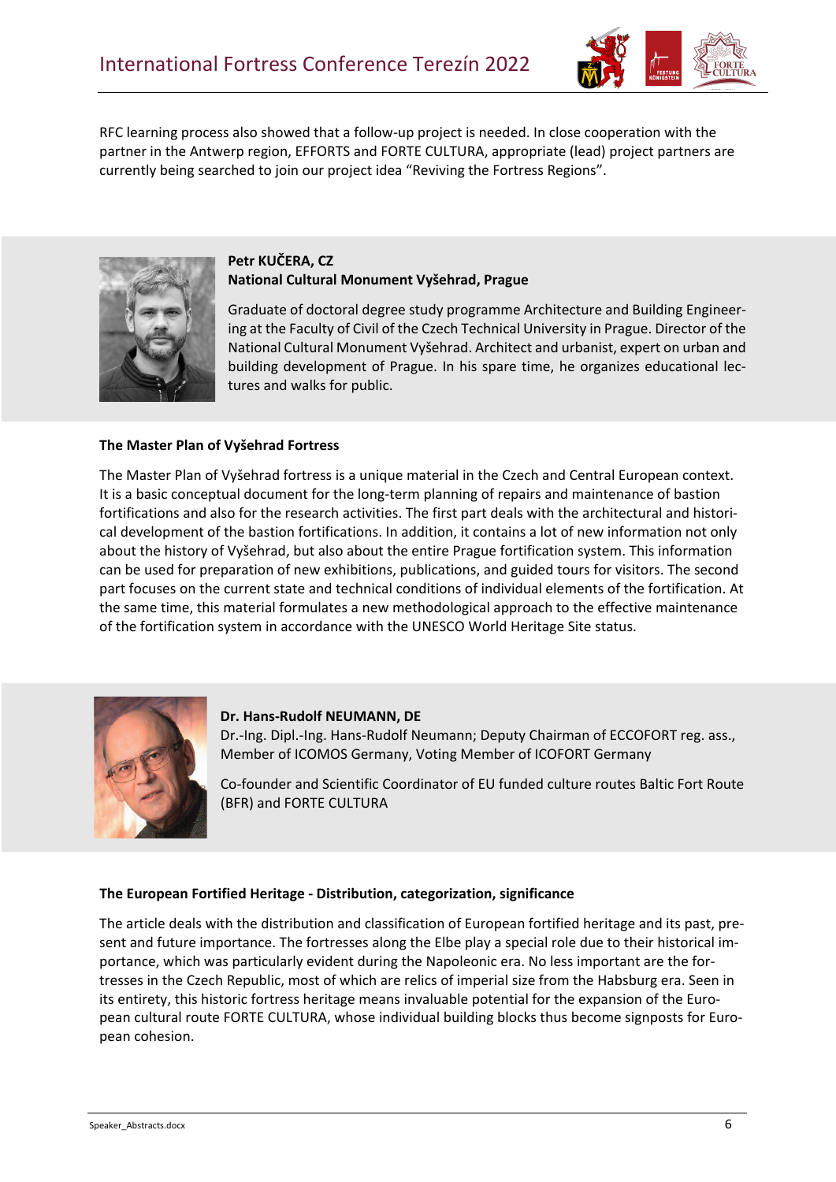RFC learning process also showed that a follow-up project is needed. In close cooperation with the partner in the Antwerp region, EFFORTS and FORTE CULTURA, appropriate (lead) project partners are currently being searched to join our project idea “Reviving the Fortress Regions”.

**Petr KUČERA, CZ**
**National Cultural Monument Vyšehrad, Prague**

Graduate of doctoral degree study programme Architecture and Building Engineering at the Faculty of Civil of the Czech Technical University in Prague. Director of the National Cultural Monument Vyšehrad. Architect and urbanist, expert on urban and building development of Prague. In his spare time, he organizes educational lectures and walks for public.

### The Master Plan of Vyšehrad Fortress

The Master Plan of Vyšehrad fortress is a unique material in the Czech and Central European context. It is a basic conceptual document for the long-term planning of repairs and maintenance of bastion fortifications and also for the research activities. The first part deals with the architectural and historical development of the bastion fortifications. In addition, it contains a lot of new information not only about the history of Vyšehrad, but also about the entire Prague fortification system. This information can be used for preparation of new exhibitions, publications, and guided tours for visitors. The second part focuses on the current state and technical conditions of individual elements of the fortification. At the same time, this material formulates a new methodological approach to the effective maintenance of the fortification system in accordance with the UNESCO World Heritage Site status.

**Dr. Hans-Rudolf NEUMANN, DE**
Dr.-Ing. Dipl.-Ing. Hans-Rudolf Neumann; Deputy Chairman of ECCOFORT reg. ass., Member of ICOMOS Germany, Voting Member of ICOFORT Germany

Co-founder and Scientific Coordinator of EU funded culture routes Baltic Fort Route (BFR) and FORTE CULTURA

### The European Fortified Heritage - Distribution, categorization, significance

The article deals with the distribution and classification of European fortified heritage and its past, present and future importance. The fortresses along the Elbe play a special role due to their historical importance, which was particularly evident during the Napoleonic era. No less important are the fortresses in the Czech Republic, most of which are relics of imperial size from the Habsburg era. Seen in its entirety, this historic fortress heritage means invaluable potential for the expansion of the European cultural route FORTE CULTURA, whose individual building blocks thus become signposts for European cohesion.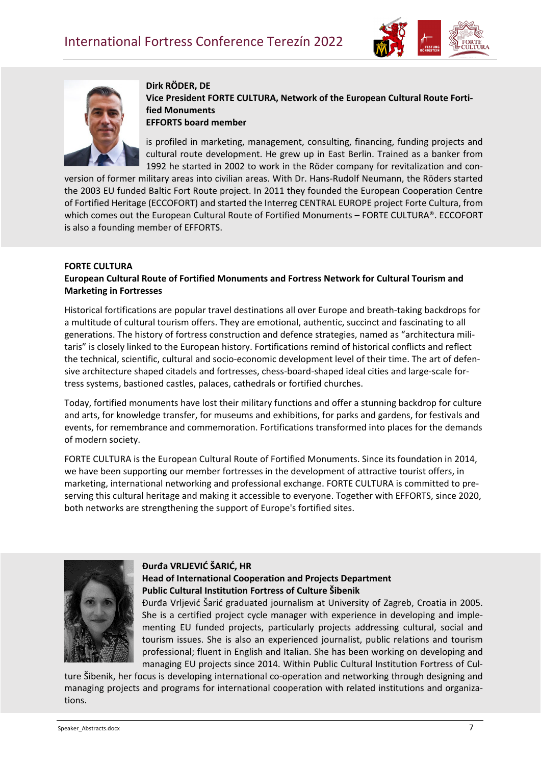**Dirk RÖDER, DE**
**Vice President FORTE CULTURA, Network of the European Cultural Route Fortified Monuments**
**EFFORTS board member**

is profiled in marketing, management, consulting, financing, funding projects and cultural route development. He grew up in East Berlin. Trained as a banker from 1992 he started in 2002 to work in the Röder company for revitalization and conversion of former military areas into civilian areas. With Dr. Hans-Rudolf Neumann, the Röders started the 2003 EU funded Baltic Fort Route project. In 2011 they founded the European Cooperation Centre of Fortified Heritage (ECCOFORT) and started the Interreg CENTRAL EUROPE project Forte Cultura, from which comes out the European Cultural Route of Fortified Monuments – FORTE CULTURA®. ECCOFORT is also a founding member of EFFORTS.

**FORTE CULTURA**
**European Cultural Route of Fortified Monuments and Fortress Network for Cultural Tourism and Marketing in Fortresses**

Historical fortifications are popular travel destinations all over Europe and breath-taking backdrops for a multitude of cultural tourism offers. They are emotional, authentic, succinct and fascinating to all generations. The history of fortress construction and defence strategies, named as "architectura militaris" is closely linked to the European history. Fortifications remind of historical conflicts and reflect the technical, scientific, cultural and socio-economic development level of their time. The art of defensive architecture shaped citadels and fortresses, chess-board-shaped ideal cities and large-scale fortress systems, bastioned castles, palaces, cathedrals or fortified churches.

Today, fortified monuments have lost their military functions and offer a stunning backdrop for culture and arts, for knowledge transfer, for museums and exhibitions, for parks and gardens, for festivals and events, for remembrance and commemoration. Fortifications transformed into places for the demands of modern society.

FORTE CULTURA is the European Cultural Route of Fortified Monuments. Since its foundation in 2014, we have been supporting our member fortresses in the development of attractive tourist offers, in marketing, international networking and professional exchange. FORTE CULTURA is committed to preserving this cultural heritage and making it accessible to everyone. Together with EFFORTS, since 2020, both networks are strengthening the support of Europe's fortified sites.

**Đurđa VRLJEVIĆ ŠARIĆ, HR**
**Head of International Cooperation and Projects Department**
**Public Cultural Institution Fortress of Culture Šibenik**

Đurđa Vrljević Šarić graduated journalism at University of Zagreb, Croatia in 2005. She is a certified project cycle manager with experience in developing and implementing EU funded projects, particularly projects addressing cultural, social and tourism issues. She is also an experienced journalist, public relations and tourism professional; fluent in English and Italian. She has been working on developing and managing EU projects since 2014. Within Public Cultural Institution Fortress of Culture Šibenik, her focus is developing international co-operation and networking through designing and managing projects and programs for international cooperation with related institutions and organizations.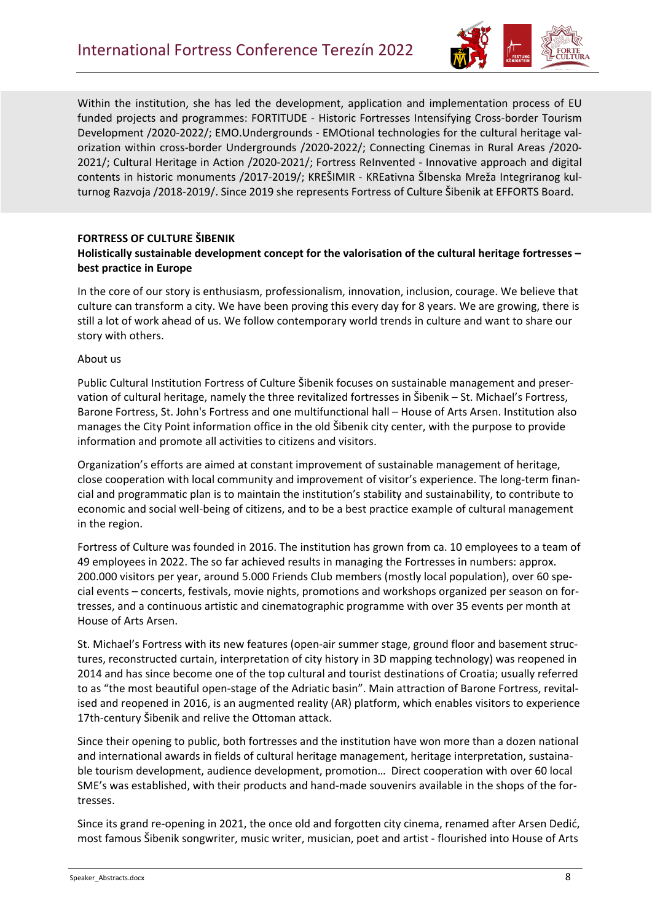Within the institution, she has led the development, application and implementation process of EU funded projects and programmes: FORTITUDE - Historic Fortresses Intensifying Cross-border Tourism Development /2020-2022/; EMO.Undergrounds - EMOtional technologies for the cultural heritage valorization within cross-border Undergrounds /2020-2022/; Connecting Cinemas in Rural Areas /2020-2021/; Cultural Heritage in Action /2020-2021/; Fortress ReInvented - Innovative approach and digital contents in historic monuments /2017-2019/; KREŠIMIR - KREativna ŠIbenska Mreža Integriranog kulturnog Razvoja /2018-2019/. Since 2019 she represents Fortress of Culture Šibenik at EFFORTS Board.

**FORTRESS OF CULTURE ŠIBENIK**

**Holistically sustainable development concept for the valorisation of the cultural heritage fortresses – best practice in Europe**

In the core of our story is enthusiasm, professionalism, innovation, inclusion, courage. We believe that culture can transform a city. We have been proving this every day for 8 years. We are growing, there is still a lot of work ahead of us. We follow contemporary world trends in culture and want to share our story with others.

About us

Public Cultural Institution Fortress of Culture Šibenik focuses on sustainable management and preservation of cultural heritage, namely the three revitalized fortresses in Šibenik – St. Michael's Fortress, Barone Fortress, St. John's Fortress and one multifunctional hall – House of Arts Arsen. Institution also manages the City Point information office in the old Šibenik city center, with the purpose to provide information and promote all activities to citizens and visitors.

Organization's efforts are aimed at constant improvement of sustainable management of heritage, close cooperation with local community and improvement of visitor's experience. The long-term financial and programmatic plan is to maintain the institution's stability and sustainability, to contribute to economic and social well-being of citizens, and to be a best practice example of cultural management in the region.

Fortress of Culture was founded in 2016. The institution has grown from ca. 10 employees to a team of 49 employees in 2022. The so far achieved results in managing the Fortresses in numbers: approx. 200.000 visitors per year, around 5.000 Friends Club members (mostly local population), over 60 special events – concerts, festivals, movie nights, promotions and workshops organized per season on fortresses, and a continuous artistic and cinematographic programme with over 35 events per month at House of Arts Arsen.

St. Michael's Fortress with its new features (open-air summer stage, ground floor and basement structures, reconstructed curtain, interpretation of city history in 3D mapping technology) was reopened in 2014 and has since become one of the top cultural and tourist destinations of Croatia; usually referred to as "the most beautiful open-stage of the Adriatic basin". Main attraction of Barone Fortress, revitalised and reopened in 2016, is an augmented reality (AR) platform, which enables visitors to experience 17th-century Šibenik and relive the Ottoman attack.

Since their opening to public, both fortresses and the institution have won more than a dozen national and international awards in fields of cultural heritage management, heritage interpretation, sustainable tourism development, audience development, promotion… Direct cooperation with over 60 local SME's was established, with their products and hand-made souvenirs available in the shops of the fortresses.

Since its grand re-opening in 2021, the once old and forgotten city cinema, renamed after Arsen Dedić, most famous Šibenik songwriter, music writer, musician, poet and artist - flourished into House of Arts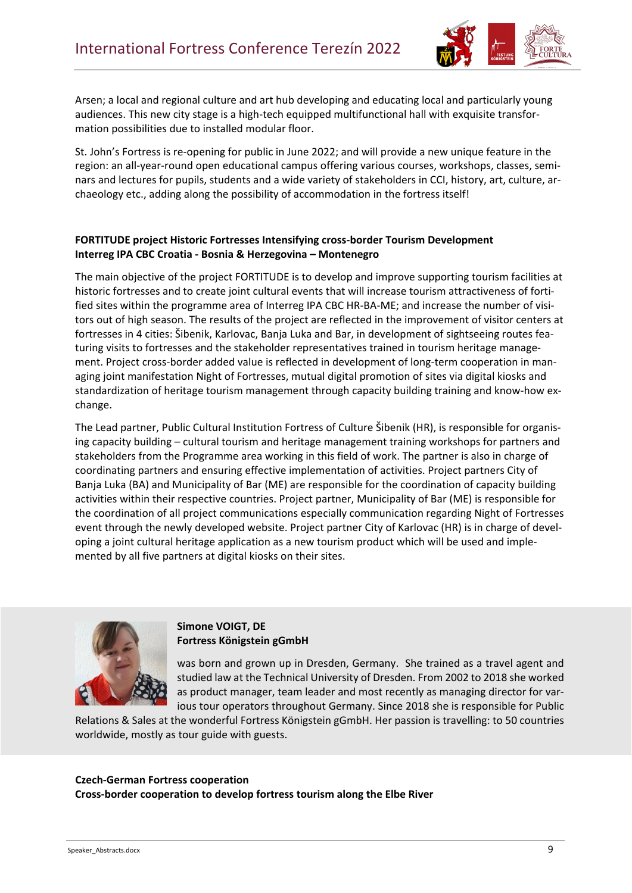Arsen; a local and regional culture and art hub developing and educating local and particularly young audiences. This new city stage is a high-tech equipped multifunctional hall with exquisite transformation possibilities due to installed modular floor.

St. John's Fortress is re-opening for public in June 2022; and will provide a new unique feature in the region: an all-year-round open educational campus offering various courses, workshops, classes, seminars and lectures for pupils, students and a wide variety of stakeholders in CCI, history, art, culture, archaeology etc., adding along the possibility of accommodation in the fortress itself!

**FORTITUDE project Historic Fortresses Intensifying cross-border Tourism Development**
**Interreg IPA CBC Croatia - Bosnia & Herzegovina – Montenegro**

The main objective of the project FORTITUDE is to develop and improve supporting tourism facilities at historic fortresses and to create joint cultural events that will increase tourism attractiveness of fortified sites within the programme area of Interreg IPA CBC HR-BA-ME; and increase the number of visitors out of high season. The results of the project are reflected in the improvement of visitor centers at fortresses in 4 cities: Šibenik, Karlovac, Banja Luka and Bar, in development of sightseeing routes featuring visits to fortresses and the stakeholder representatives trained in tourism heritage management. Project cross-border added value is reflected in development of long-term cooperation in managing joint manifestation Night of Fortresses, mutual digital promotion of sites via digital kiosks and standardization of heritage tourism management through capacity building training and know-how exchange.

The Lead partner, Public Cultural Institution Fortress of Culture Šibenik (HR), is responsible for organising capacity building – cultural tourism and heritage management training workshops for partners and stakeholders from the Programme area working in this field of work. The partner is also in charge of coordinating partners and ensuring effective implementation of activities. Project partners City of Banja Luka (BA) and Municipality of Bar (ME) are responsible for the coordination of capacity building activities within their respective countries. Project partner, Municipality of Bar (ME) is responsible for the coordination of all project communications especially communication regarding Night of Fortresses event through the newly developed website. Project partner City of Karlovac (HR) is in charge of developing a joint cultural heritage application as a new tourism product which will be used and implemented by all five partners at digital kiosks on their sites.

**Simone VOIGT, DE**
**Fortress Königstein gGmbH**

was born and grown up in Dresden, Germany. She trained as a travel agent and studied law at the Technical University of Dresden. From 2002 to 2018 she worked as product manager, team leader and most recently as managing director for various tour operators throughout Germany. Since 2018 she is responsible for Public Relations & Sales at the wonderful Fortress Königstein gGmbH. Her passion is travelling: to 50 countries worldwide, mostly as tour guide with guests.

**Czech-German Fortress cooperation**
**Cross-border cooperation to develop fortress tourism along the Elbe River**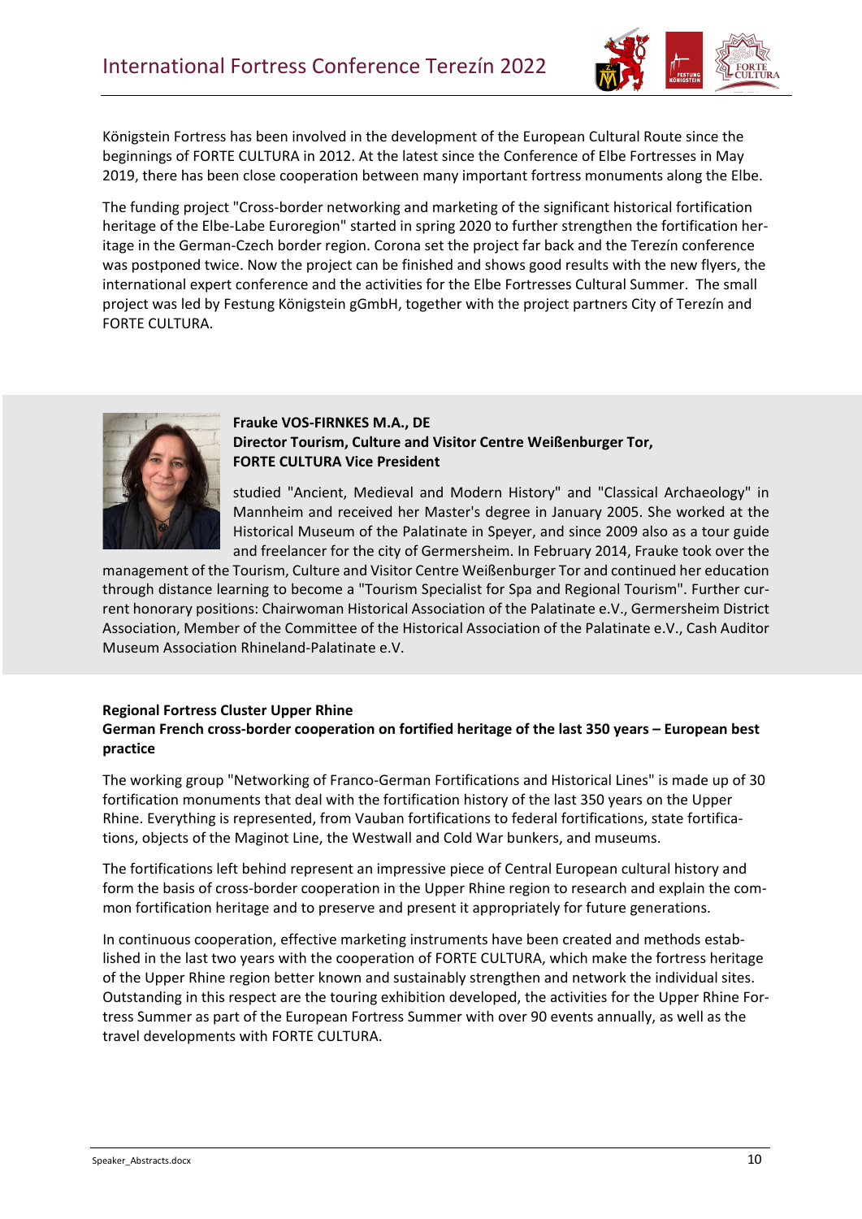Königstein Fortress has been involved in the development of the European Cultural Route since the beginnings of FORTE CULTURA in 2012. At the latest since the Conference of Elbe Fortresses in May 2019, there has been close cooperation between many important fortress monuments along the Elbe.

The funding project "Cross-border networking and marketing of the significant historical fortification heritage of the Elbe-Labe Euroregion" started in spring 2020 to further strengthen the fortification heritage in the German-Czech border region. Corona set the project far back and the Terezín conference was postponed twice. Now the project can be finished and shows good results with the new flyers, the international expert conference and the activities for the Elbe Fortresses Cultural Summer. The small project was led by Festung Königstein gGmbH, together with the project partners City of Terezín and FORTE CULTURA.

**Frauke VOS-FIRNKES M.A., DE**
**Director Tourism, Culture and Visitor Centre Weißenburger Tor,**
**FORTE CULTURA Vice President**

studied "Ancient, Medieval and Modern History" and "Classical Archaeology" in Mannheim and received her Master's degree in January 2005. She worked at the Historical Museum of the Palatinate in Speyer, and since 2009 also as a tour guide and freelancer for the city of Germersheim. In February 2014, Frauke took over the management of the Tourism, Culture and Visitor Centre Weißenburger Tor and continued her education through distance learning to become a "Tourism Specialist for Spa and Regional Tourism". Further current honorary positions: Chairwoman Historical Association of the Palatinate e.V., Germersheim District Association, Member of the Committee of the Historical Association of the Palatinate e.V., Cash Auditor Museum Association Rhineland-Palatinate e.V.

**Regional Fortress Cluster Upper Rhine**
**German French cross-border cooperation on fortified heritage of the last 350 years – European best practice**

The working group "Networking of Franco-German Fortifications and Historical Lines" is made up of 30 fortification monuments that deal with the fortification history of the last 350 years on the Upper Rhine. Everything is represented, from Vauban fortifications to federal fortifications, state fortifications, objects of the Maginot Line, the Westwall and Cold War bunkers, and museums.

The fortifications left behind represent an impressive piece of Central European cultural history and form the basis of cross-border cooperation in the Upper Rhine region to research and explain the common fortification heritage and to preserve and present it appropriately for future generations.

In continuous cooperation, effective marketing instruments have been created and methods established in the last two years with the cooperation of FORTE CULTURA, which make the fortress heritage of the Upper Rhine region better known and sustainably strengthen and network the individual sites. Outstanding in this respect are the touring exhibition developed, the activities for the Upper Rhine Fortress Summer as part of the European Fortress Summer with over 90 events annually, as well as the travel developments with FORTE CULTURA.